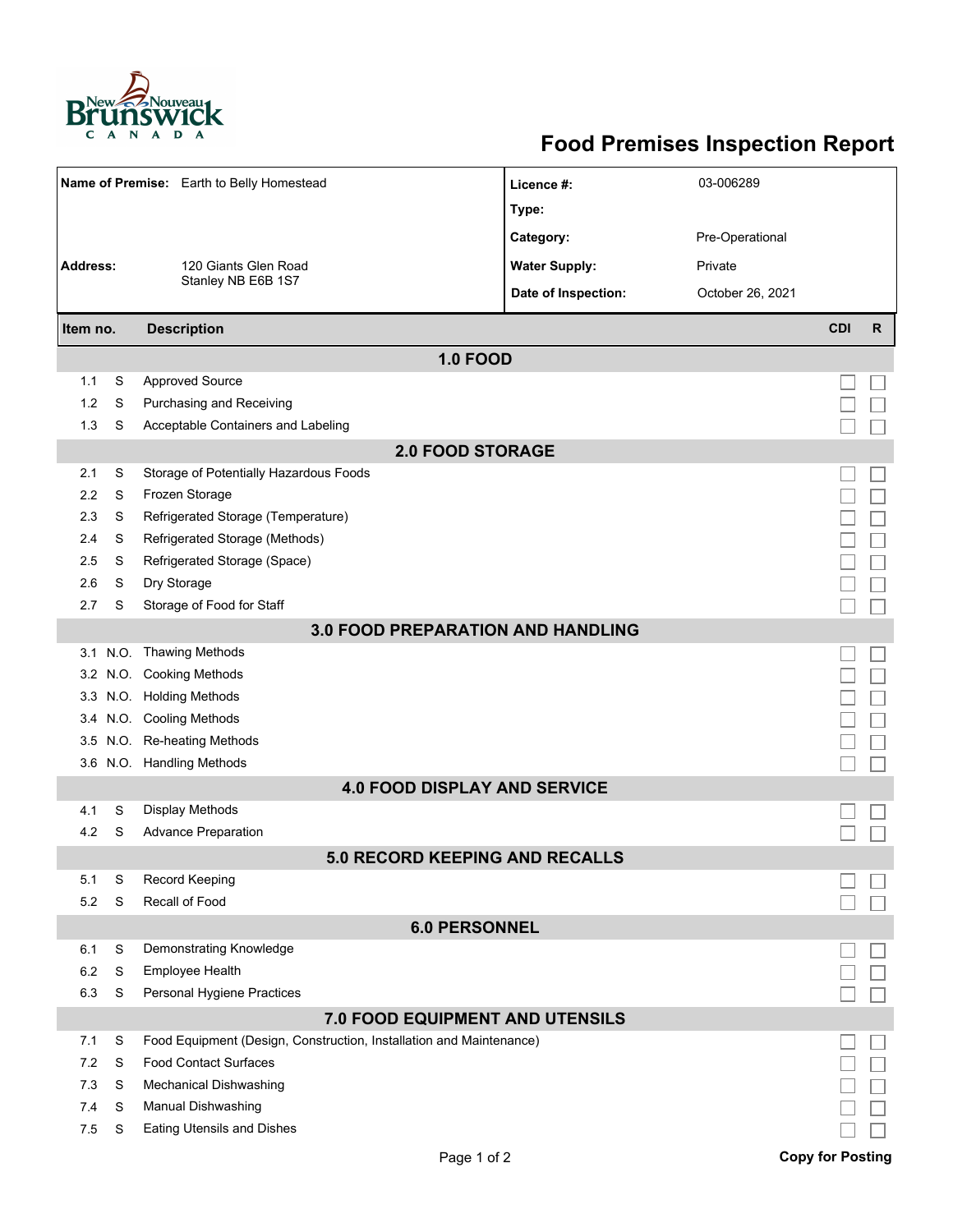# Food Premises Inspection Report

| Name of Premise: Earth to Belly Homestead | | Licence #: | 03-006289 |
|---|---|---|---|
| | | Type: | |
| | | Category: | Pre-Operational |
| Address: | 120 Giants Glen Road<br>Stanley NB E6B 1S7 | Water Supply: | Private |
| | | Date of Inspection: | October 26, 2021 |

| Item no. | | Description | CDI | R |
|---|---|---|---|---|
| **1.0 FOOD** | | | | |
| 1.1 | S | Approved Source | ☐ | ☐ |
| 1.2 | S | Purchasing and Receiving | ☐ | ☐ |
| 1.3 | S | Acceptable Containers and Labeling | ☐ | ☐ |
| **2.0 FOOD STORAGE** | | | | |
| 2.1 | S | Storage of Potentially Hazardous Foods | ☐ | ☐ |
| 2.2 | S | Frozen Storage | ☐ | ☐ |
| 2.3 | S | Refrigerated Storage (Temperature) | ☐ | ☐ |
| 2.4 | S | Refrigerated Storage (Methods) | ☐ | ☐ |
| 2.5 | S | Refrigerated Storage (Space) | ☐ | ☐ |
| 2.6 | S | Dry Storage | ☐ | ☐ |
| 2.7 | S | Storage of Food for Staff | ☐ | ☐ |
| **3.0 FOOD PREPARATION AND HANDLING** | | | | |
| 3.1 | N.O. | Thawing Methods | ☐ | ☐ |
| 3.2 | N.O. | Cooking Methods | ☐ | ☐ |
| 3.3 | N.O. | Holding Methods | ☐ | ☐ |
| 3.4 | N.O. | Cooling Methods | ☐ | ☐ |
| 3.5 | N.O. | Re-heating Methods | ☐ | ☐ |
| 3.6 | N.O. | Handling Methods | ☐ | ☐ |
| **4.0 FOOD DISPLAY AND SERVICE** | | | | |
| 4.1 | S | Display Methods | ☐ | ☐ |
| 4.2 | S | Advance Preparation | ☐ | ☐ |
| **5.0 RECORD KEEPING AND RECALLS** | | | | |
| 5.1 | S | Record Keeping | ☐ | ☐ |
| 5.2 | S | Recall of Food | ☐ | ☐ |
| **6.0 PERSONNEL** | | | | |
| 6.1 | S | Demonstrating Knowledge | ☐ | ☐ |
| 6.2 | S | Employee Health | ☐ | ☐ |
| 6.3 | S | Personal Hygiene Practices | ☐ | ☐ |
| **7.0 FOOD EQUIPMENT AND UTENSILS** | | | | |
| 7.1 | S | Food Equipment (Design, Construction, Installation and Maintenance) | ☐ | ☐ |
| 7.2 | S | Food Contact Surfaces | ☐ | ☐ |
| 7.3 | S | Mechanical Dishwashing | ☐ | ☐ |
| 7.4 | S | Manual Dishwashing | ☐ | ☐ |
| 7.5 | S | Eating Utensils and Dishes | ☐ | ☐ |

**Copy for Posting**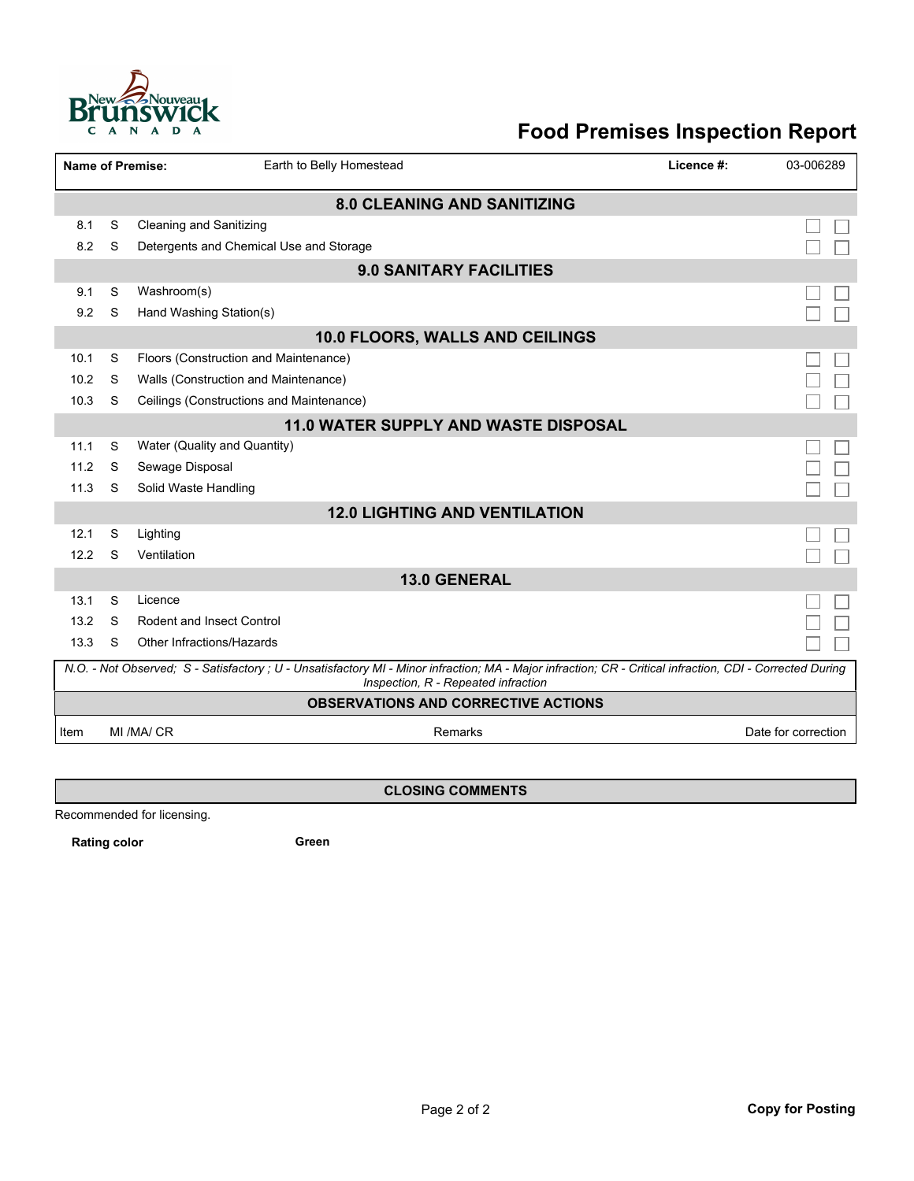# Food Premises Inspection Report

| **Name of Premise:** | Earth to Belly Homestead | **Licence #:** | 03-006289 |
|---|---|---|---|

## 8.0 CLEANING AND SANITIZING

| | | | | |
|---|---|---|---|---|
| 8.1 | S | Cleaning and Sanitizing | ☐ | ☐ |
| 8.2 | S | Detergents and Chemical Use and Storage | ☐ | ☐ |

## 9.0 SANITARY FACILITIES

| | | | | |
|---|---|---|---|---|
| 9.1 | S | Washroom(s) | ☐ | ☐ |
| 9.2 | S | Hand Washing Station(s) | ☐ | ☐ |

## 10.0 FLOORS, WALLS AND CEILINGS

| | | | | |
|---|---|---|---|---|
| 10.1 | S | Floors (Construction and Maintenance) | ☐ | ☐ |
| 10.2 | S | Walls (Construction and Maintenance) | ☐ | ☐ |
| 10.3 | S | Ceilings (Constructions and Maintenance) | ☐ | ☐ |

## 11.0 WATER SUPPLY AND WASTE DISPOSAL

| | | | | |
|---|---|---|---|---|
| 11.1 | S | Water (Quality and Quantity) | ☐ | ☐ |
| 11.2 | S | Sewage Disposal | ☐ | ☐ |
| 11.3 | S | Solid Waste Handling | ☐ | ☐ |

## 12.0 LIGHTING AND VENTILATION

| | | | | |
|---|---|---|---|---|
| 12.1 | S | Lighting | ☐ | ☐ |
| 12.2 | S | Ventilation | ☐ | ☐ |

## 13.0 GENERAL

| | | | | |
|---|---|---|---|---|
| 13.1 | S | Licence | ☐ | ☐ |
| 13.2 | S | Rodent and Insect Control | ☐ | ☐ |
| 13.3 | S | Other Infractions/Hazards | ☐ | ☐ |

*N.O. - Not Observed; S - Satisfactory ; U - Unsatisfactory MI - Minor infraction; MA - Major infraction; CR - Critical infraction, CDI - Corrected During Inspection, R - Repeated infraction*

## OBSERVATIONS AND CORRECTIVE ACTIONS

| Item | MI /MA/ CR | Remarks | Date for correction |
|---|---|---|---|

## CLOSING COMMENTS

Recommended for licensing.

**Rating color** **Green**

**Copy for Posting**